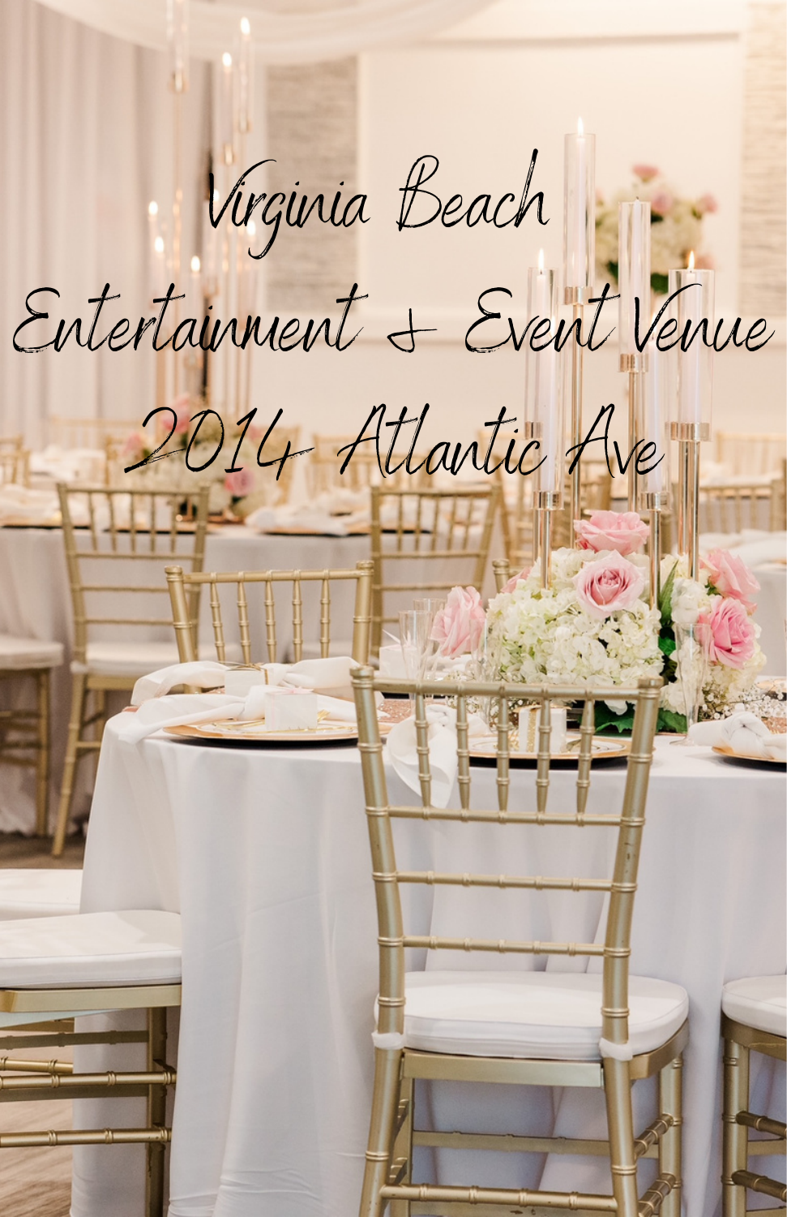# Virginia Beach Entertainment & Event Venue 2014 Atlantic Ave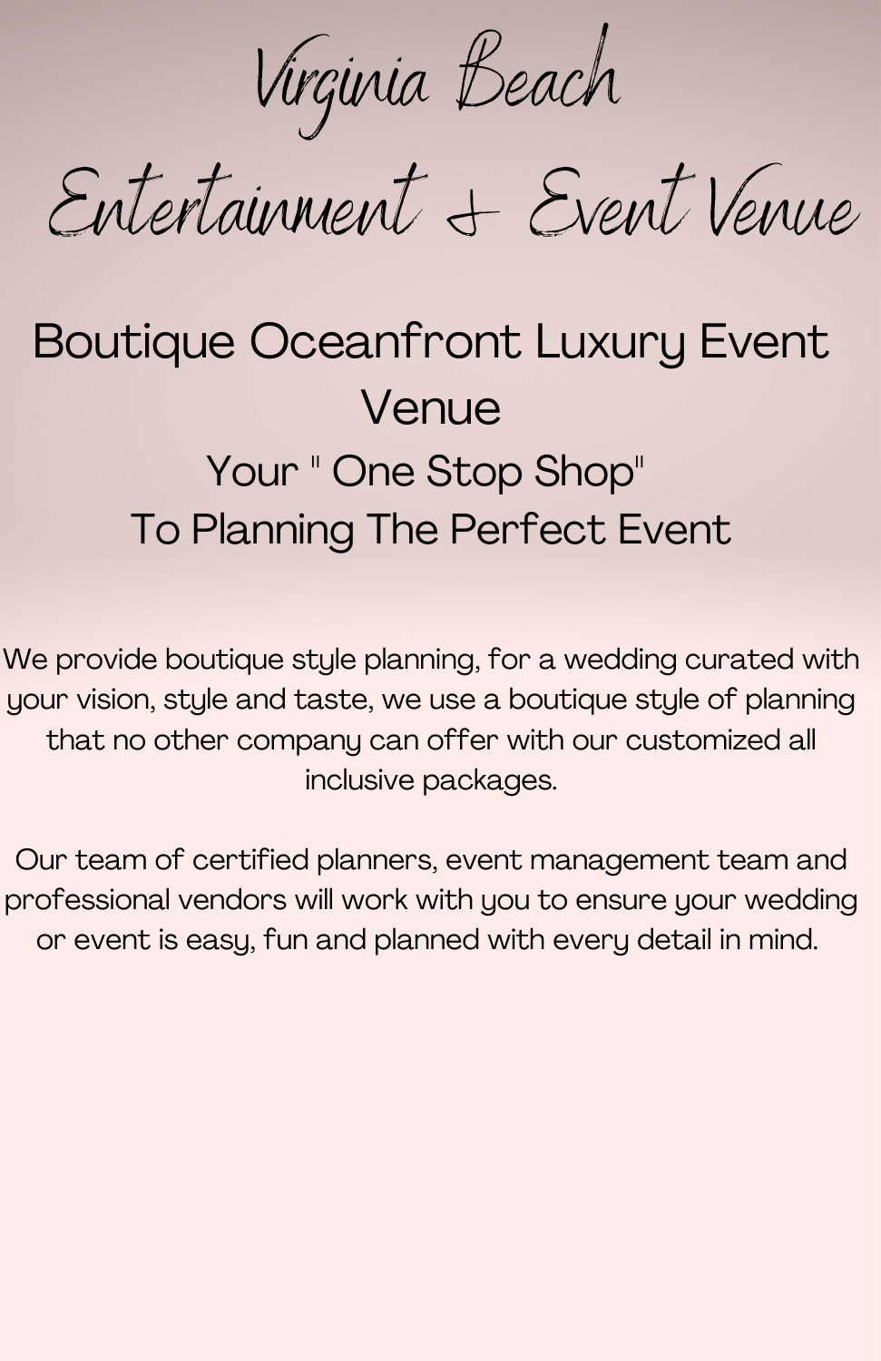# Virginia Beach Entertainment & Event Venue

## Boutique Oceanfront Luxury Event Venue

### Your " One Stop Shop" To Planning The Perfect Event

We provide boutique style planning, for a wedding curated with your vision, style and taste, we use a boutique style of planning that no other company can offer with our customized all inclusive packages.

Our team of certified planners, event management team and professional vendors will work with you to ensure your wedding or event is easy, fun and planned with every detail in mind.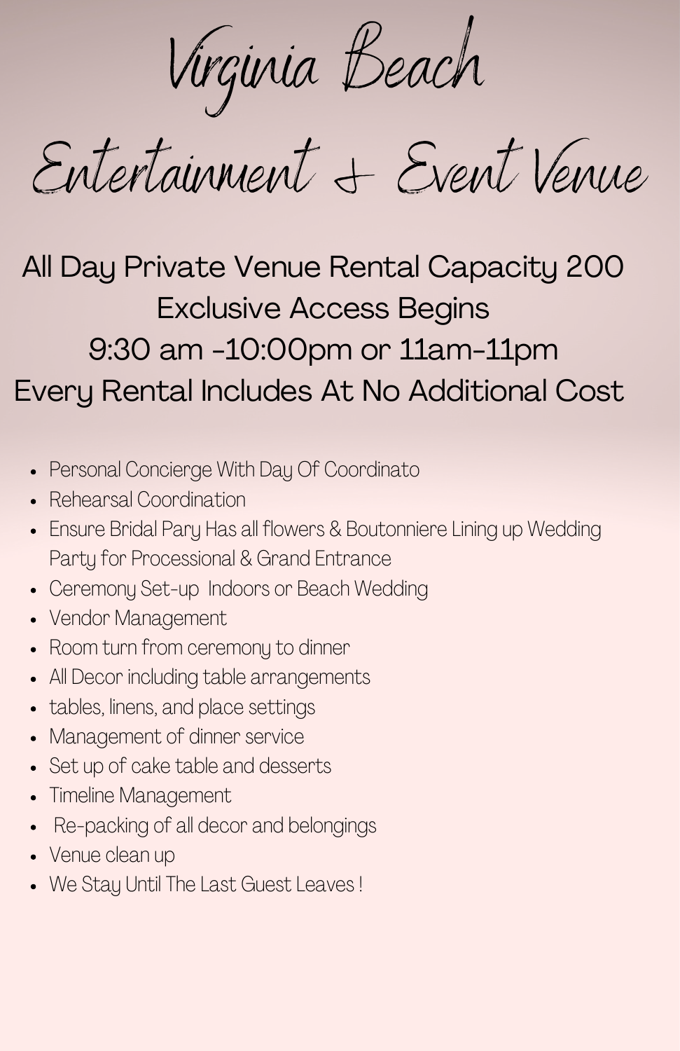# Virginia Beach

# Entertainment & Event Venue

All Day Private Venue Rental Capacity 200
Exclusive Access Begins
9:30 am -10:00pm or 11am-11pm
Every Rental Includes At No Additional Cost

- Personal Concierge With Day Of Coordinato
- Rehearsal Coordination
- Ensure Bridal Pary Has all flowers & Boutonniere Lining up Wedding Party for Processional & Grand Entrance
- Ceremony Set-up Indoors or Beach Wedding
- Vendor Management
- Room turn from ceremony to dinner
- All Decor including table arrangements
- tables, linens, and place settings
- Management of dinner service
- Set up of cake table and desserts
- Timeline Management
- Re-packing of all decor and belongings
- Venue clean up
- We Stay Until The Last Guest Leaves !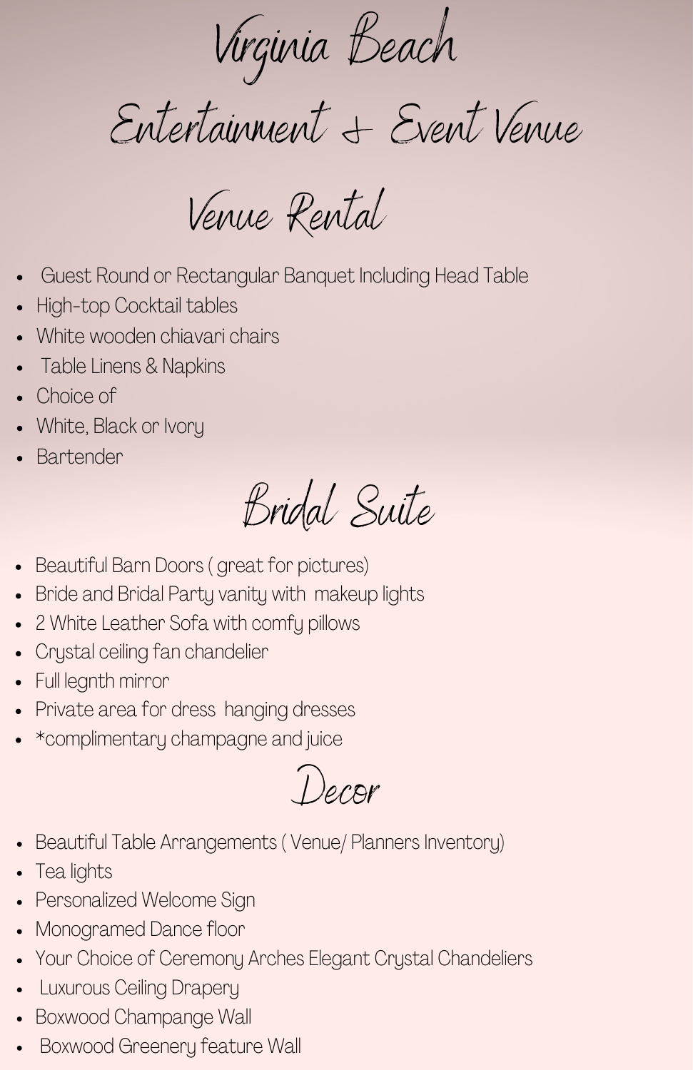# Virginia Beach

# Entertainment & Event Venue

## Venue Rental

- Guest Round or Rectangular Banquet Including Head Table
- High-top Cocktail tables
- White wooden chiavari chairs
- Table Linens & Napkins
- Choice of
- White, Black or Ivory
- Bartender

## Bridal Suite

- Beautiful Barn Doors ( great for pictures)
- Bride and Bridal Party vanity with makeup lights
- 2 White Leather Sofa with comfy pillows
- Crystal ceiling fan chandelier
- Full legnth mirror
- Private area for dress hanging dresses
- *complimentary champagne and juice

## Decor

- Beautiful Table Arrangements ( Venue/ Planners Inventory)
- Tea lights
- Personalized Welcome Sign
- Monogramed Dance floor
- Your Choice of Ceremony Arches Elegant Crystal Chandeliers
- Luxurous Ceiling Drapery
- Boxwood Champange Wall
- Boxwood Greenery feature Wall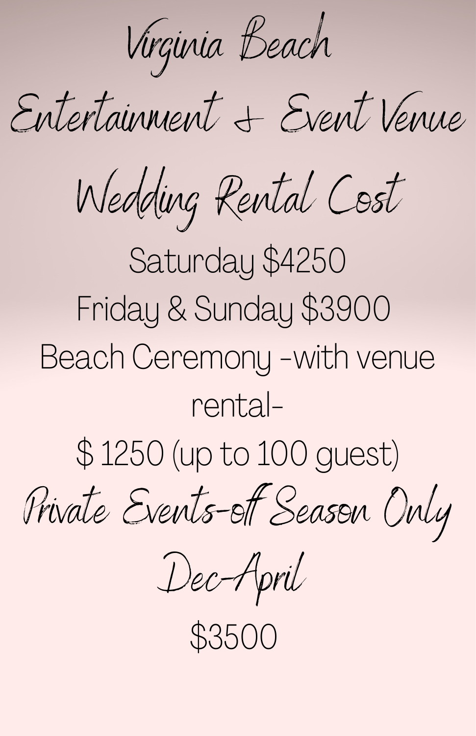# Virginia Beach Entertainment & Event Venue

## Wedding Rental Cost

Saturday $4250

Friday & Sunday $3900

Beach Ceremony -with venue rental-

$ 1250 (up to 100 guest)

## Private Events-off Season Only Dec-April

$3500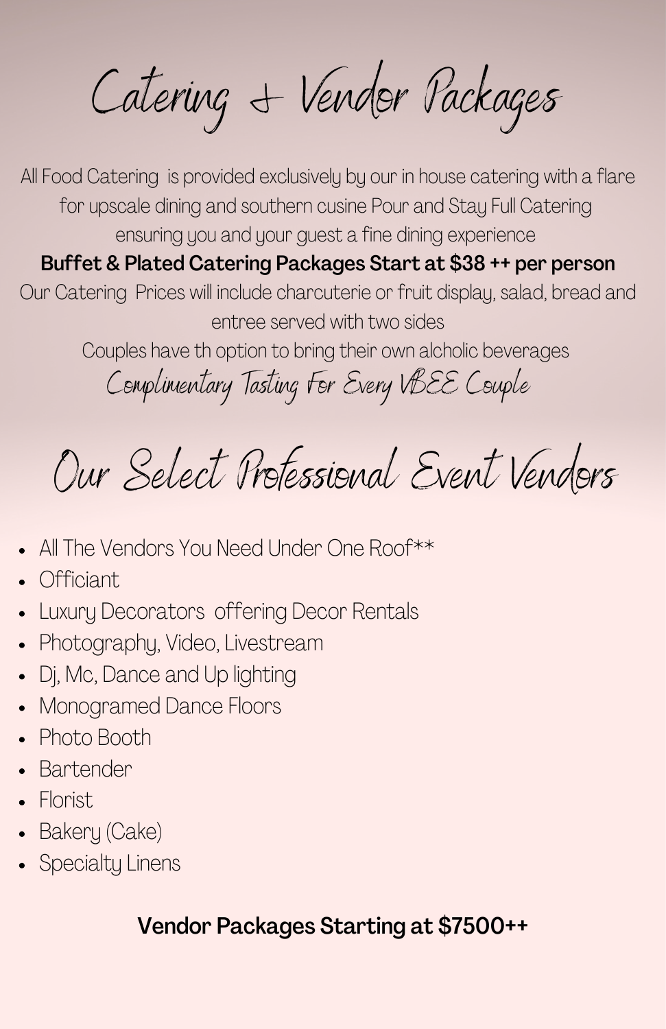# Catering & Vendor Packages

All Food Catering is provided exclusively by our in house catering with a flare for upscale dining and southern cusine Pour and Stay Full Catering ensuring you and your guest a fine dining experience

**Buffet & Plated Catering Packages Start at $38 ++ per person**

Our Catering Prices will include charcuterie or fruit display, salad, bread and entree served with two sides

Couples have th option to bring their own alcholic beverages

Complimentary Tasting For Every VBEE Couple

# Our Select Professional Event Vendors

- All The Vendors You Need Under One Roof**
- Officiant
- Luxury Decorators offering Decor Rentals
- Photography, Video, Livestream
- Dj, Mc, Dance and Up lighting
- Monogramed Dance Floors
- Photo Booth
- Bartender
- Florist
- Bakery (Cake)
- Specialty Linens

**Vendor Packages Starting at $7500++**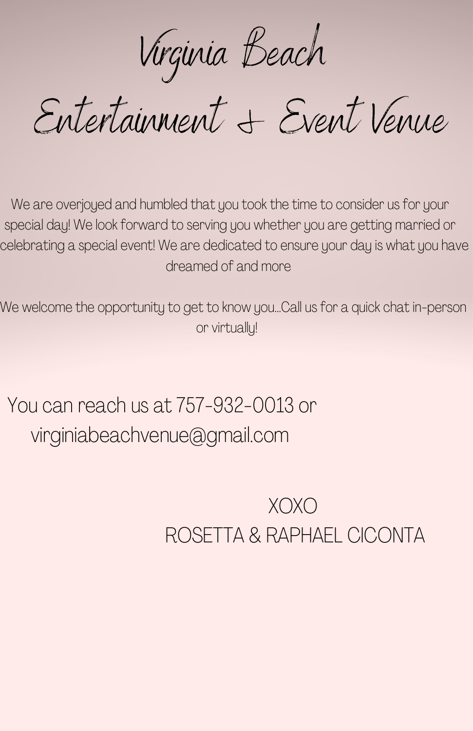# Virginia Beach

# Entertainment & Event Venue

We are overjoyed and humbled that you took the time to consider us for your special day! We look forward to serving you whether you are getting married or celebrating a special event! We are dedicated to ensure your day is what you have dreamed of and more

We welcome the opportunity to get to know you...Call us for a quick chat in-person or virtually!

You can reach us at 757-932-0013 or virginiabeachvenue@gmail.com

XOXO
ROSETTA & RAPHAEL CICONTA